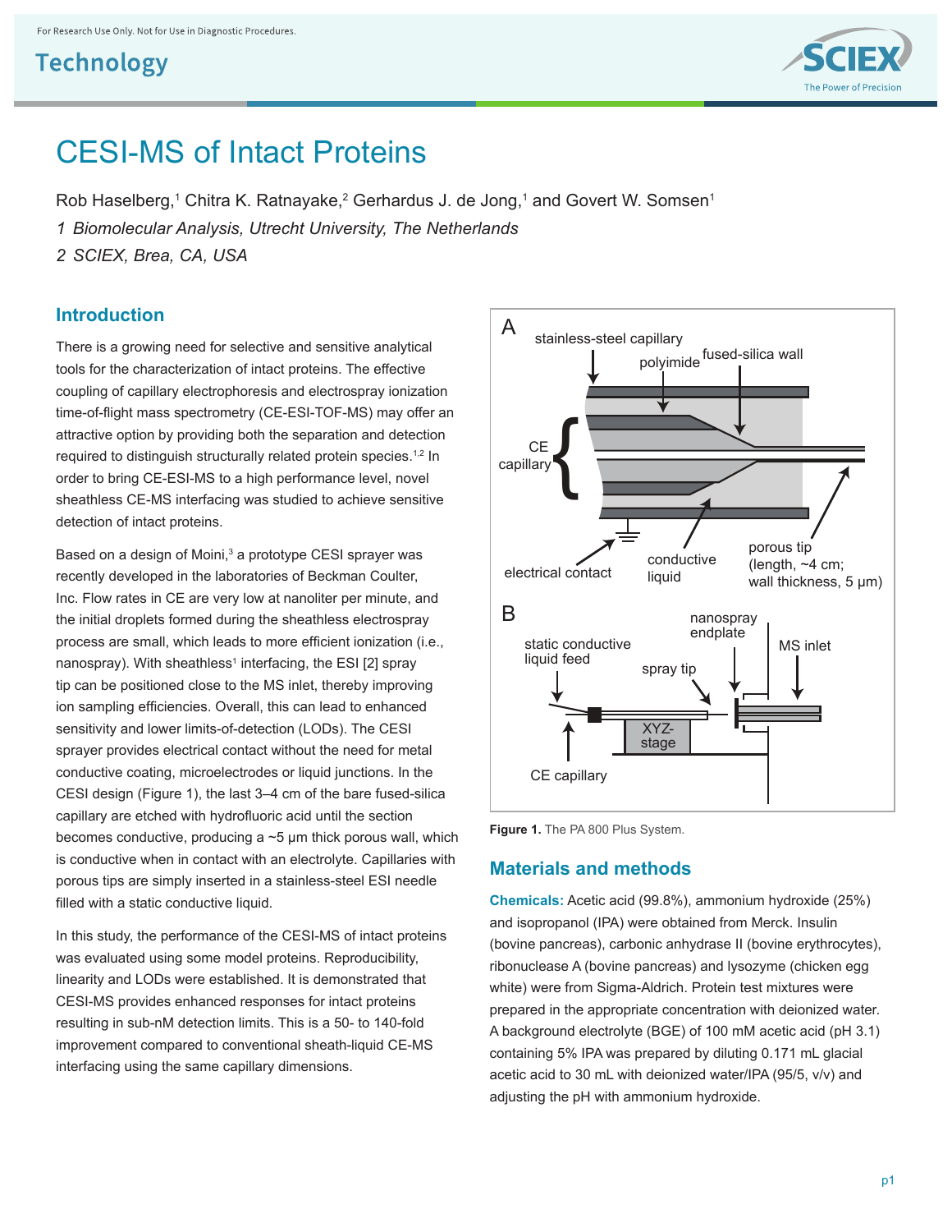# CESI-MS of Intact Proteins

Rob Haselberg,[1] Chitra K. Ratnayake,[2] Gerhardus J. de Jong,[1] and Govert W. Somsen[1]

*1 Biomolecular Analysis, Utrecht University, The Netherlands*

*2 SCIEX, Brea, CA, USA*

## Introduction

There is a growing need for selective and sensitive analytical tools for the characterization of intact proteins. The effective coupling of capillary electrophoresis and electrospray ionization time-of-flight mass spectrometry (CE-ESI-TOF-MS) may offer an attractive option by providing both the separation and detection required to distinguish structurally related protein species.[1,2] In order to bring CE-ESI-MS to a high performance level, novel sheathless CE-MS interfacing was studied to achieve sensitive detection of intact proteins.

Based on a design of Moini,[3] a prototype CESI sprayer was recently developed in the laboratories of Beckman Coulter, Inc. Flow rates in CE are very low at nanoliter per minute, and the initial droplets formed during the sheathless electrospray process are small, which leads to more efficient ionization (i.e., nanospray). With sheathless[1] interfacing, the ESI [2] spray tip can be positioned close to the MS inlet, thereby improving ion sampling efficiencies. Overall, this can lead to enhanced sensitivity and lower limits-of-detection (LODs). The CESI sprayer provides electrical contact without the need for metal conductive coating, microelectrodes or liquid junctions. In the CESI design (Figure 1), the last 3–4 cm of the bare fused-silica capillary are etched with hydrofluoric acid until the section becomes conductive, producing a ~5 µm thick porous wall, which is conductive when in contact with an electrolyte. Capillaries with porous tips are simply inserted in a stainless-steel ESI needle filled with a static conductive liquid.

In this study, the performance of the CESI-MS of intact proteins was evaluated using some model proteins. Reproducibility, linearity and LODs were established. It is demonstrated that CESI-MS provides enhanced responses for intact proteins resulting in sub-nM detection limits. This is a 50- to 140-fold improvement compared to conventional sheath-liquid CE-MS interfacing using the same capillary dimensions.

**Figure 1.** The PA 800 Plus System.

## Materials and methods

**Chemicals:** Acetic acid (99.8%), ammonium hydroxide (25%) and isopropanol (IPA) were obtained from Merck. Insulin (bovine pancreas), carbonic anhydrase II (bovine erythrocytes), ribonuclease A (bovine pancreas) and lysozyme (chicken egg white) were from Sigma-Aldrich. Protein test mixtures were prepared in the appropriate concentration with deionized water. A background electrolyte (BGE) of 100 mM acetic acid (pH 3.1) containing 5% IPA was prepared by diluting 0.171 mL glacial acetic acid to 30 mL with deionized water/IPA (95/5, v/v) and adjusting the pH with ammonium hydroxide.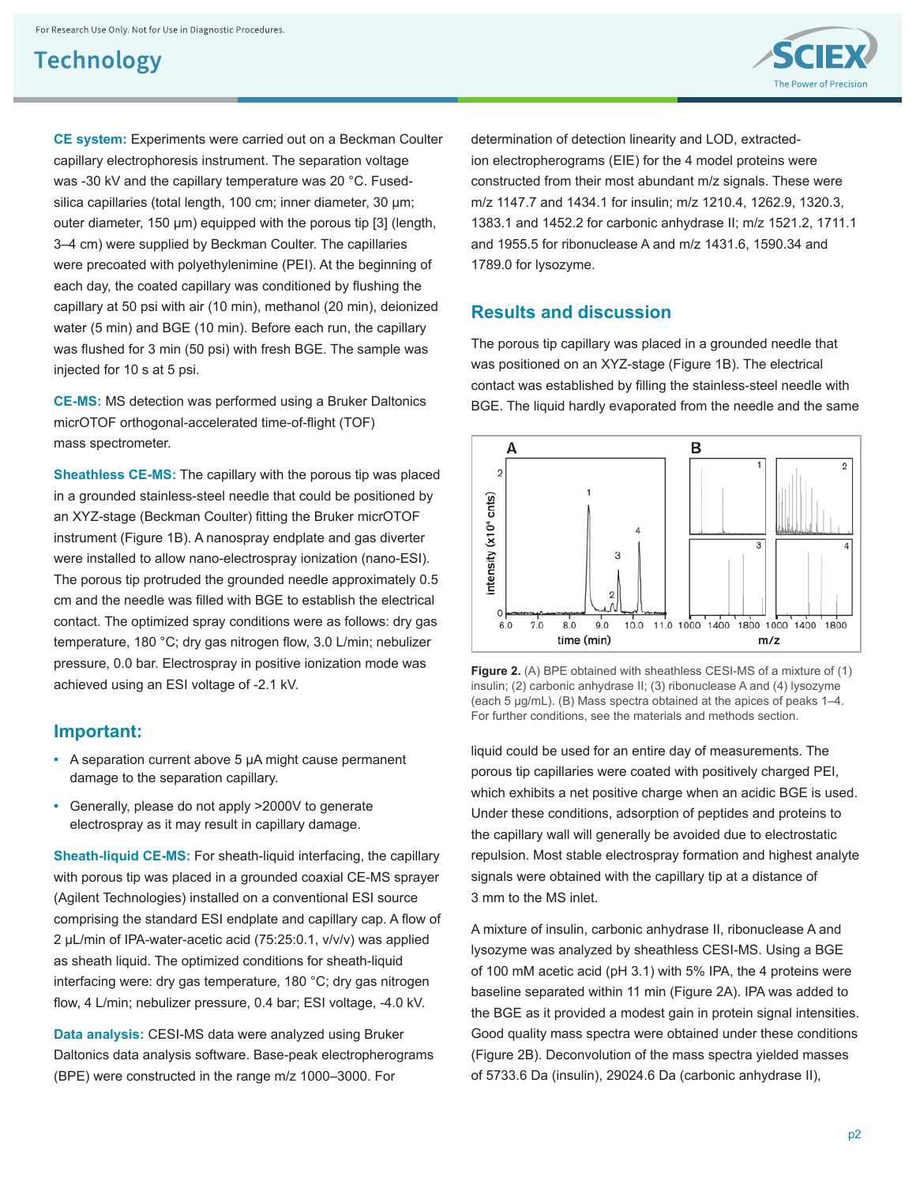**CE system:** Experiments were carried out on a Beckman Coulter capillary electrophoresis instrument. The separation voltage was -30 kV and the capillary temperature was 20 °C. Fused-silica capillaries (total length, 100 cm; inner diameter, 30 µm; outer diameter, 150 µm) equipped with the porous tip [3] (length, 3–4 cm) were supplied by Beckman Coulter. The capillaries were precoated with polyethylenimine (PEI). At the beginning of each day, the coated capillary was conditioned by flushing the capillary at 50 psi with air (10 min), methanol (20 min), deionized water (5 min) and BGE (10 min). Before each run, the capillary was flushed for 3 min (50 psi) with fresh BGE. The sample was injected for 10 s at 5 psi.

**CE-MS:** MS detection was performed using a Bruker Daltonics micrOTOF orthogonal-accelerated time-of-flight (TOF) mass spectrometer.

**Sheathless CE-MS:** The capillary with the porous tip was placed in a grounded stainless-steel needle that could be positioned by an XYZ-stage (Beckman Coulter) fitting the Bruker micrOTOF instrument (Figure 1B). A nanospray endplate and gas diverter were installed to allow nano-electrospray ionization (nano-ESI). The porous tip protruded the grounded needle approximately 0.5 cm and the needle was filled with BGE to establish the electrical contact. The optimized spray conditions were as follows: dry gas temperature, 180 °C; dry gas nitrogen flow, 3.0 L/min; nebulizer pressure, 0.0 bar. Electrospray in positive ionization mode was achieved using an ESI voltage of -2.1 kV.

## Important:

- A separation current above 5 µA might cause permanent damage to the separation capillary.
- Generally, please do not apply >2000V to generate electrospray as it may result in capillary damage.

**Sheath-liquid CE-MS:** For sheath-liquid interfacing, the capillary with porous tip was placed in a grounded coaxial CE-MS sprayer (Agilent Technologies) installed on a conventional ESI source comprising the standard ESI endplate and capillary cap. A flow of 2 µL/min of IPA-water-acetic acid (75:25:0.1, v/v/v) was applied as sheath liquid. The optimized conditions for sheath-liquid interfacing were: dry gas temperature, 180 °C; dry gas nitrogen flow, 4 L/min; nebulizer pressure, 0.4 bar; ESI voltage, -4.0 kV.

**Data analysis:** CESI-MS data were analyzed using Bruker Daltonics data analysis software. Base-peak electropherograms (BPE) were constructed in the range m/z 1000–3000. For determination of detection linearity and LOD, extracted-ion electropherograms (EIE) for the 4 model proteins were constructed from their most abundant m/z signals. These were m/z 1147.7 and 1434.1 for insulin; m/z 1210.4, 1262.9, 1320.3, 1383.1 and 1452.2 for carbonic anhydrase II; m/z 1521.2, 1711.1 and 1955.5 for ribonuclease A and m/z 1431.6, 1590.34 and 1789.0 for lysozyme.

## Results and discussion

The porous tip capillary was placed in a grounded needle that was positioned on an XYZ-stage (Figure 1B). The electrical contact was established by filling the stainless-steel needle with BGE. The liquid hardly evaporated from the needle and the same liquid could be used for an entire day of measurements. The porous tip capillaries were coated with positively charged PEI, which exhibits a net positive charge when an acidic BGE is used. Under these conditions, adsorption of peptides and proteins to the capillary wall will generally be avoided due to electrostatic repulsion. Most stable electrospray formation and highest analyte signals were obtained with the capillary tip at a distance of 3 mm to the MS inlet.

**Figure 2.** (A) BPE obtained with sheathless CESI-MS of a mixture of (1) insulin; (2) carbonic anhydrase II; (3) ribonuclease A and (4) lysozyme (each 5 µg/mL). (B) Mass spectra obtained at the apices of peaks 1–4. For further conditions, see the materials and methods section.

A mixture of insulin, carbonic anhydrase II, ribonuclease A and lysozyme was analyzed by sheathless CESI-MS. Using a BGE of 100 mM acetic acid (pH 3.1) with 5% IPA, the 4 proteins were baseline separated within 11 min (Figure 2A). IPA was added to the BGE as it provided a modest gain in protein signal intensities. Good quality mass spectra were obtained under these conditions (Figure 2B). Deconvolution of the mass spectra yielded masses of 5733.6 Da (insulin), 29024.6 Da (carbonic anhydrase II),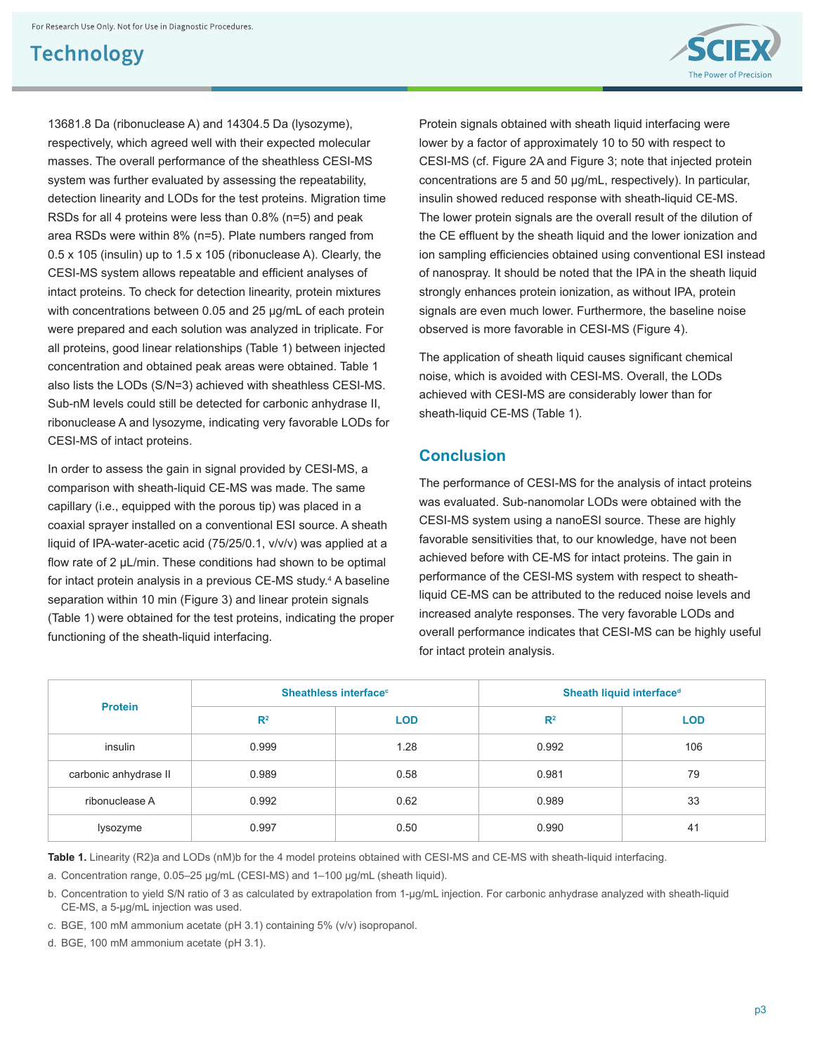13681.8 Da (ribonuclease A) and 14304.5 Da (lysozyme), respectively, which agreed well with their expected molecular masses. The overall performance of the sheathless CESI-MS system was further evaluated by assessing the repeatability, detection linearity and LODs for the test proteins. Migration time RSDs for all 4 proteins were less than 0.8% (n=5) and peak area RSDs were within 8% (n=5). Plate numbers ranged from 0.5 x $10^5$ (insulin) up to 1.5 x $10^5$ (ribonuclease A). Clearly, the CESI-MS system allows repeatable and efficient analyses of intact proteins. To check for detection linearity, protein mixtures with concentrations between 0.05 and 25 µg/mL of each protein were prepared and each solution was analyzed in triplicate. For all proteins, good linear relationships (Table 1) between injected concentration and obtained peak areas were obtained. Table 1 also lists the LODs (S/N=3) achieved with sheathless CESI-MS. Sub-nM levels could still be detected for carbonic anhydrase II, ribonuclease A and lysozyme, indicating very favorable LODs for CESI-MS of intact proteins.

In order to assess the gain in signal provided by CESI-MS, a comparison with sheath-liquid CE-MS was made. The same capillary (i.e., equipped with the porous tip) was placed in a coaxial sprayer installed on a conventional ESI source. A sheath liquid of IPA-water-acetic acid (75/25/0.1, v/v/v) was applied at a flow rate of 2 µL/min. These conditions had shown to be optimal for intact protein analysis in a previous CE-MS study.[4] A baseline separation within 10 min (Figure 3) and linear protein signals (Table 1) were obtained for the test proteins, indicating the proper functioning of the sheath-liquid interfacing.

Protein signals obtained with sheath liquid interfacing were lower by a factor of approximately 10 to 50 with respect to CESI-MS (cf. Figure 2A and Figure 3; note that injected protein concentrations are 5 and 50 µg/mL, respectively). In particular, insulin showed reduced response with sheath-liquid CE-MS. The lower protein signals are the overall result of the dilution of the CE effluent by the sheath liquid and the lower ionization and ion sampling efficiencies obtained using conventional ESI instead of nanospray. It should be noted that the IPA in the sheath liquid strongly enhances protein ionization, as without IPA, protein signals are even much lower. Furthermore, the baseline noise observed is more favorable in CESI-MS (Figure 4).

The application of sheath liquid causes significant chemical noise, which is avoided with CESI-MS. Overall, the LODs achieved with CESI-MS are considerably lower than for sheath-liquid CE-MS (Table 1).

## Conclusion

The performance of CESI-MS for the analysis of intact proteins was evaluated. Sub-nanomolar LODs were obtained with the CESI-MS system using a nanoESI source. These are highly favorable sensitivities that, to our knowledge, have not been achieved before with CE-MS for intact proteins. The gain in performance of the CESI-MS system with respect to sheath-liquid CE-MS can be attributed to the reduced noise levels and increased analyte responses. The very favorable LODs and overall performance indicates that CESI-MS can be highly useful for intact protein analysis.

| Protein | Sheathless interface[c] | | Sheath liquid interface[d] | |
|---|---|---|---|---|
| | $R^2$ | LOD | $R^2$ | LOD |
| insulin | 0.999 | 1.28 | 0.992 | 106 |
| carbonic anhydrase II | 0.989 | 0.58 | 0.981 | 79 |
| ribonuclease A | 0.992 | 0.62 | 0.989 | 33 |
| lysozyme | 0.997 | 0.50 | 0.990 | 41 |

**Table 1.** Linearity ($R^2$)a and LODs (nM)b for the 4 model proteins obtained with CESI-MS and CE-MS with sheath-liquid interfacing.

a. Concentration range, 0.05–25 µg/mL (CESI-MS) and 1–100 µg/mL (sheath liquid).

b. Concentration to yield S/N ratio of 3 as calculated by extrapolation from 1-µg/mL injection. For carbonic anhydrase analyzed with sheath-liquid CE-MS, a 5-µg/mL injection was used.

c. BGE, 100 mM ammonium acetate (pH 3.1) containing 5% (v/v) isopropanol.

d. BGE, 100 mM ammonium acetate (pH 3.1).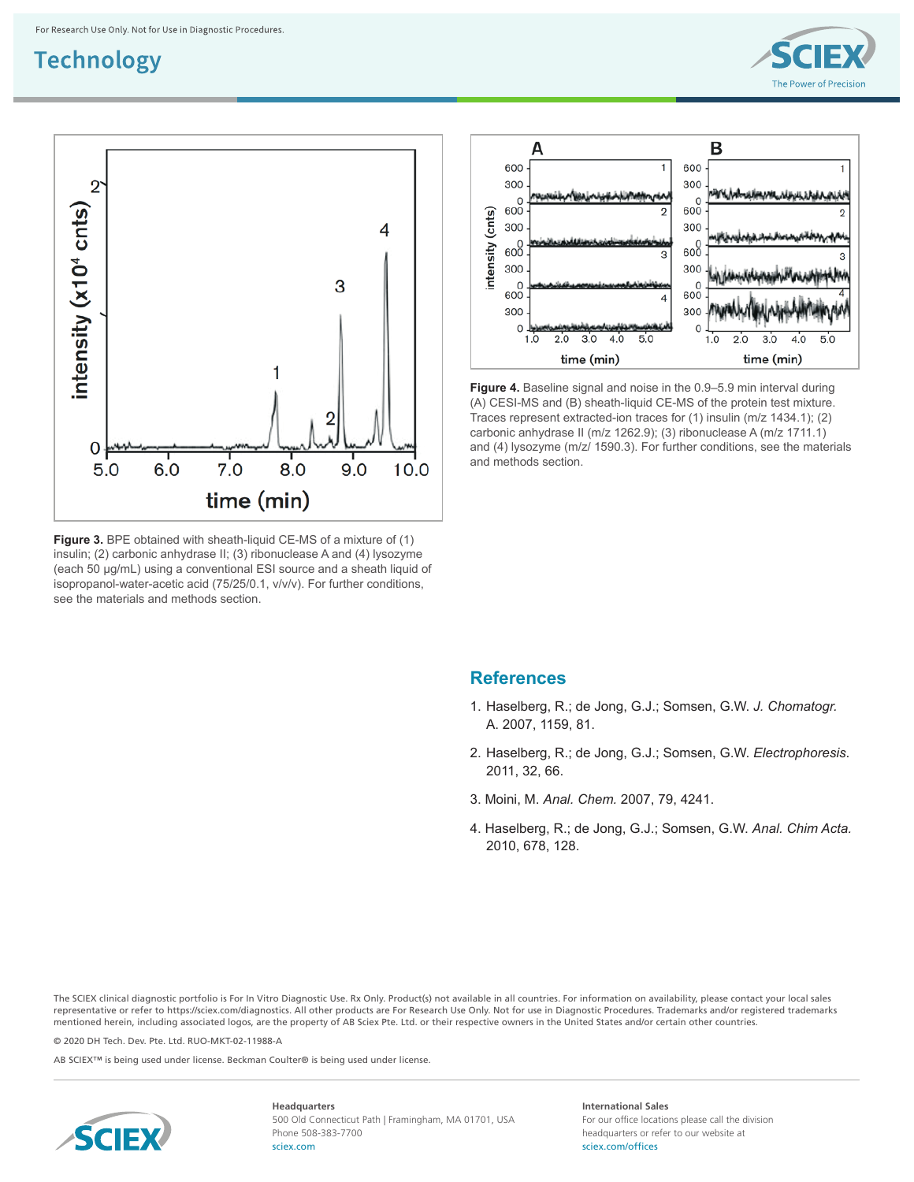intensity (x10⁴ cnts)

2

0

1

2

3

4

5.0 6.0 7.0 8.0 9.0 10.0

time (min)

**Figure 3.** BPE obtained with sheath-liquid CE-MS of a mixture of (1) insulin; (2) carbonic anhydrase II; (3) ribonuclease A and (4) lysozyme (each 50 µg/mL) using a conventional ESI source and a sheath liquid of isopropanol-water-acetic acid (75/25/0.1, v/v/v). For further conditions, see the materials and methods section.

A

B

intensity (cnts)

600 300 0

1 2 3 4

1.0 2.0 3.0 4.0 5.0

time (min)

**Figure 4.** Baseline signal and noise in the 0.9–5.9 min interval during (A) CESI-MS and (B) sheath-liquid CE-MS of the protein test mixture. Traces represent extracted-ion traces for (1) insulin (m/z 1434.1); (2) carbonic anhydrase II (m/z 1262.9); (3) ribonuclease A (m/z 1711.1) and (4) lysozyme (m/z/ 1590.3). For further conditions, see the materials and methods section.

## References

1. Haselberg, R.; de Jong, G.J.; Somsen, G.W. *J. Chomatogr.* A. 2007, 1159, 81.
2. Haselberg, R.; de Jong, G.J.; Somsen, G.W. *Electrophoresis*. 2011, 32, 66.
3. Moini, M. *Anal. Chem.* 2007, 79, 4241.
4. Haselberg, R.; de Jong, G.J.; Somsen, G.W. *Anal. Chim Acta.* 2010, 678, 128.

The SCIEX clinical diagnostic portfolio is For In Vitro Diagnostic Use. Rx Only. Product(s) not available in all countries. For information on availability, please contact your local sales representative or refer to https://sciex.com/diagnostics. All other products are For Research Use Only. Not for use in Diagnostic Procedures. Trademarks and/or registered trademarks mentioned herein, including associated logos, are the property of AB Sciex Pte. Ltd. or their respective owners in the United States and/or certain other countries.

© 2020 DH Tech. Dev. Pte. Ltd. RUO-MKT-02-11988-A

AB SCIEX™ is being used under license. Beckman Coulter® is being used under license.

**Headquarters**
500 Old Connecticut Path | Framingham, MA 01701, USA
Phone 508-383-7700
sciex.com

**International Sales**
For our office locations please call the division headquarters or refer to our website at
sciex.com/offices